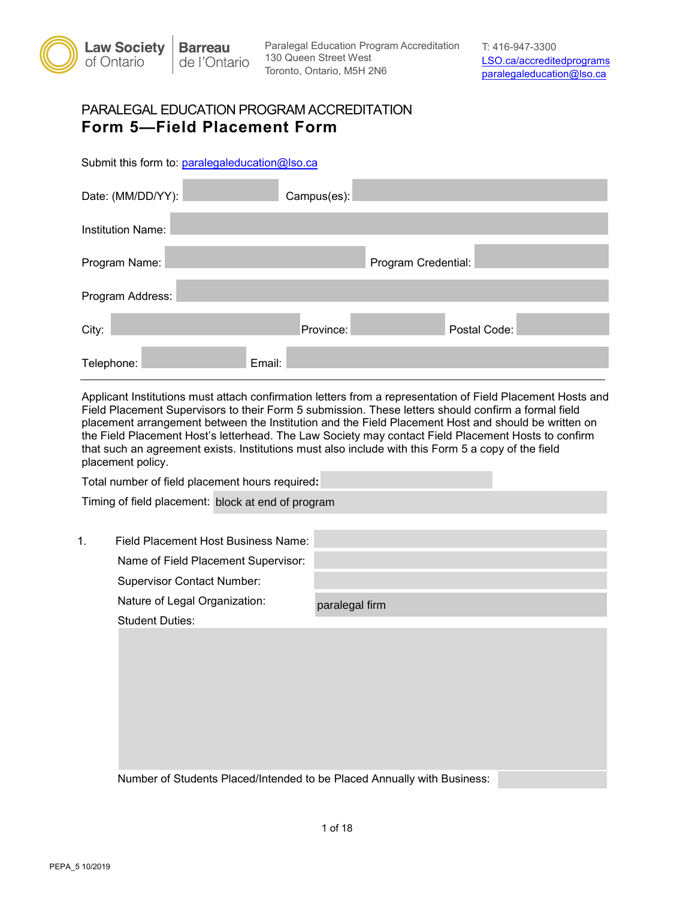Law Society of Ontario | Barreau de l'Ontario

Paralegal Education Program Accreditation
130 Queen Street West
Toronto, Ontario, M5H 2N6

T: 416-947-3300
LSO.ca/accreditedprograms
paralegaleducation@lso.ca

# PARALEGAL EDUCATION PROGRAM ACCREDITATION
## Form 5—Field Placement Form

Submit this form to: paralegaleducation@lso.ca

Date: (MM/DD/YY): Campus(es):

Institution Name:

Program Name: Program Credential:

Program Address:

City: Province: Postal Code:

Telephone: Email:

---

Applicant Institutions must attach confirmation letters from a representation of Field Placement Hosts and Field Placement Supervisors to their Form 5 submission. These letters should confirm a formal field placement arrangement between the Institution and the Field Placement Host and should be written on the Field Placement Host's letterhead. The Law Society may contact Field Placement Hosts to confirm that such an agreement exists. Institutions must also include with this Form 5 a copy of the field placement policy.

Total number of field placement hours required:

Timing of field placement: block at end of program

1. Field Placement Host Business Name:

   Name of Field Placement Supervisor:

   Supervisor Contact Number:

   Nature of Legal Organization: paralegal firm

   Student Duties:

   Number of Students Placed/Intended to be Placed Annually with Business:

PEPA_5 10/2019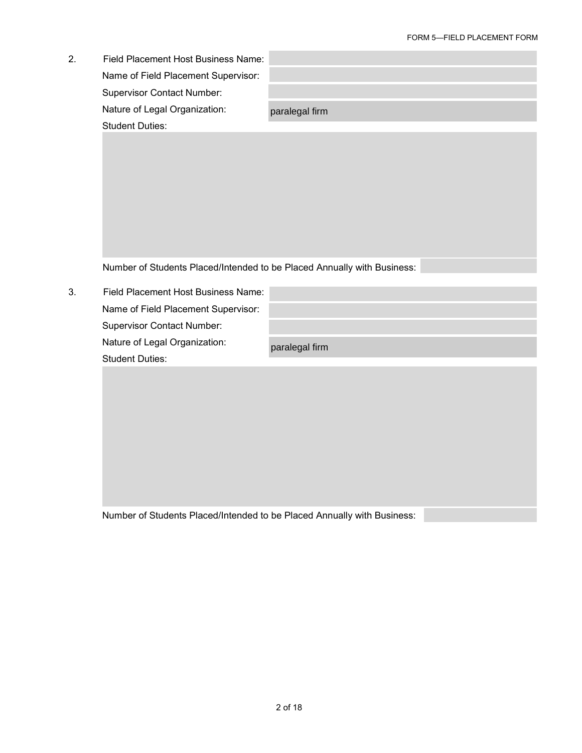2. Field Placement Host Business Name:

   Name of Field Placement Supervisor:

   Supervisor Contact Number:

   Nature of Legal Organization: paralegal firm

   Student Duties:

   Number of Students Placed/Intended to be Placed Annually with Business:

3. Field Placement Host Business Name:

   Name of Field Placement Supervisor:

   Supervisor Contact Number:

   Nature of Legal Organization: paralegal firm

   Student Duties:

   Number of Students Placed/Intended to be Placed Annually with Business: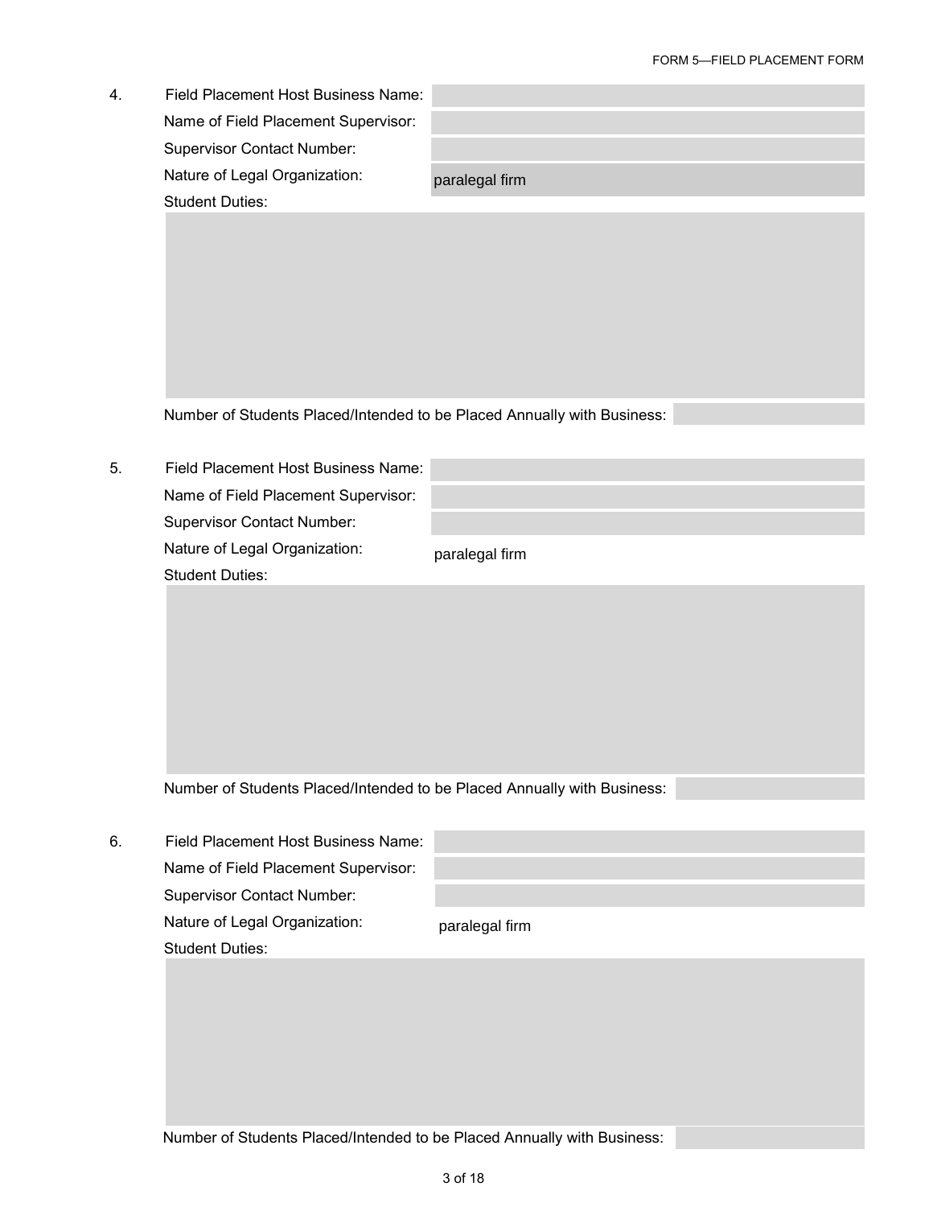4. Field Placement Host Business Name:

   Name of Field Placement Supervisor:

   Supervisor Contact Number:

   Nature of Legal Organization: paralegal firm

   Student Duties:

   Number of Students Placed/Intended to be Placed Annually with Business:

5. Field Placement Host Business Name:

   Name of Field Placement Supervisor:

   Supervisor Contact Number:

   Nature of Legal Organization: paralegal firm

   Student Duties:

   Number of Students Placed/Intended to be Placed Annually with Business:

6. Field Placement Host Business Name:

   Name of Field Placement Supervisor:

   Supervisor Contact Number:

   Nature of Legal Organization: paralegal firm

   Student Duties:

   Number of Students Placed/Intended to be Placed Annually with Business: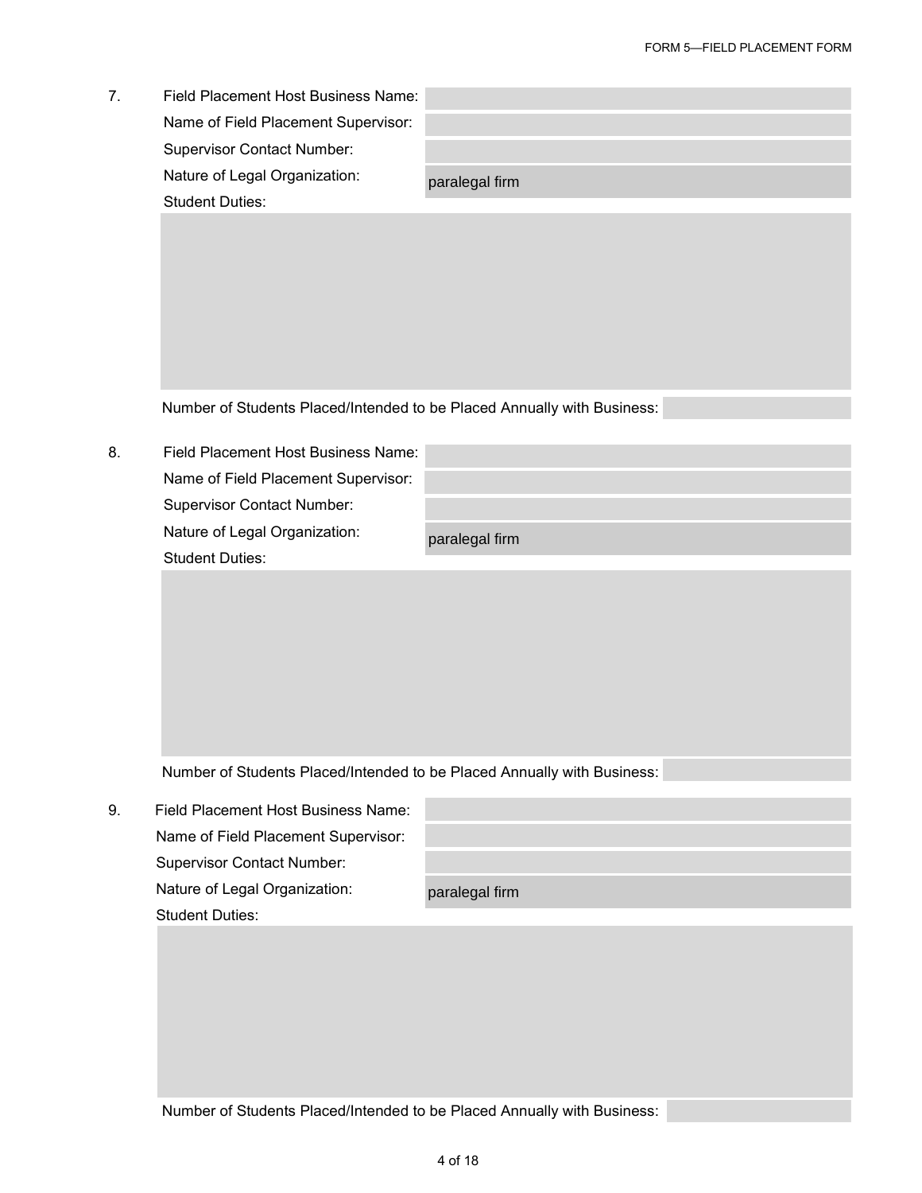7. Field Placement Host Business Name:

   Name of Field Placement Supervisor:

   Supervisor Contact Number:

   Nature of Legal Organization: paralegal firm

   Student Duties:

   Number of Students Placed/Intended to be Placed Annually with Business:

8. Field Placement Host Business Name:

   Name of Field Placement Supervisor:

   Supervisor Contact Number:

   Nature of Legal Organization: paralegal firm

   Student Duties:

   Number of Students Placed/Intended to be Placed Annually with Business:

9. Field Placement Host Business Name:

   Name of Field Placement Supervisor:

   Supervisor Contact Number:

   Nature of Legal Organization: paralegal firm

   Student Duties:

   Number of Students Placed/Intended to be Placed Annually with Business: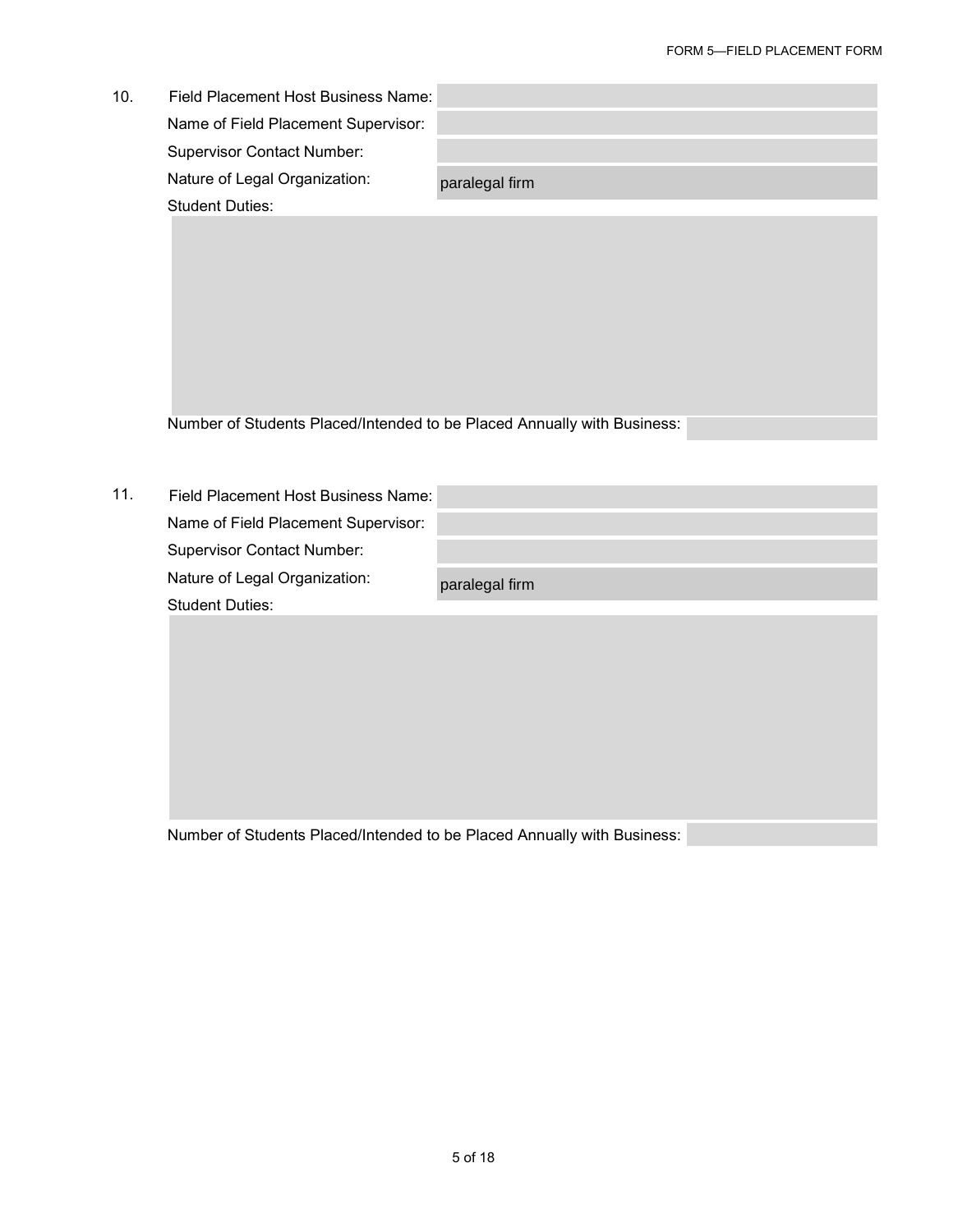10. Field Placement Host Business Name:

    Name of Field Placement Supervisor:

    Supervisor Contact Number:

    Nature of Legal Organization: paralegal firm

    Student Duties:

    Number of Students Placed/Intended to be Placed Annually with Business:

11. Field Placement Host Business Name:

    Name of Field Placement Supervisor:

    Supervisor Contact Number:

    Nature of Legal Organization: paralegal firm

    Student Duties:

    Number of Students Placed/Intended to be Placed Annually with Business: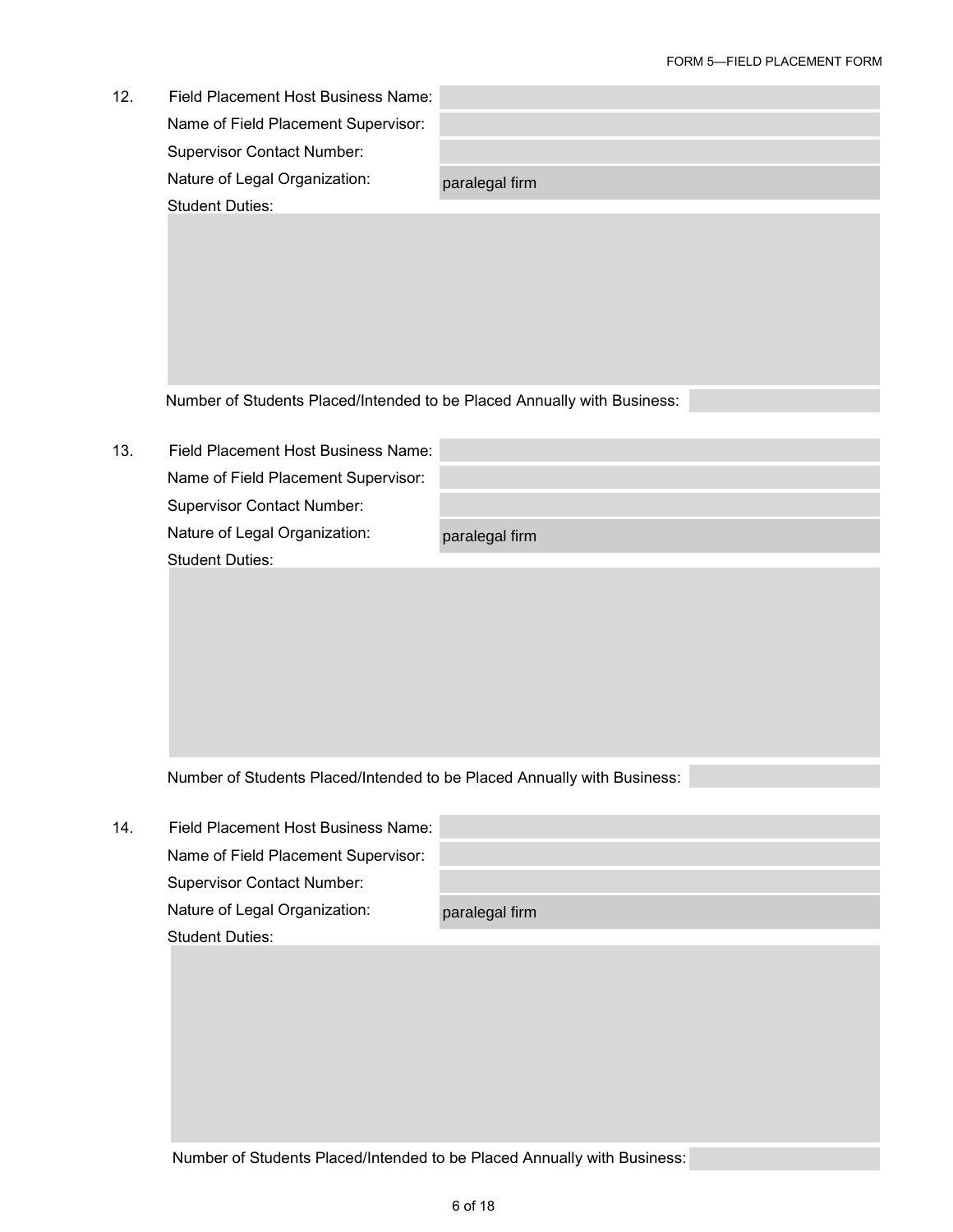12. Field Placement Host Business Name:

    Name of Field Placement Supervisor:

    Supervisor Contact Number:

    Nature of Legal Organization: paralegal firm

    Student Duties:

    Number of Students Placed/Intended to be Placed Annually with Business:

13. Field Placement Host Business Name:

    Name of Field Placement Supervisor:

    Supervisor Contact Number:

    Nature of Legal Organization: paralegal firm

    Student Duties:

    Number of Students Placed/Intended to be Placed Annually with Business:

14. Field Placement Host Business Name:

    Name of Field Placement Supervisor:

    Supervisor Contact Number:

    Nature of Legal Organization: paralegal firm

    Student Duties:

    Number of Students Placed/Intended to be Placed Annually with Business: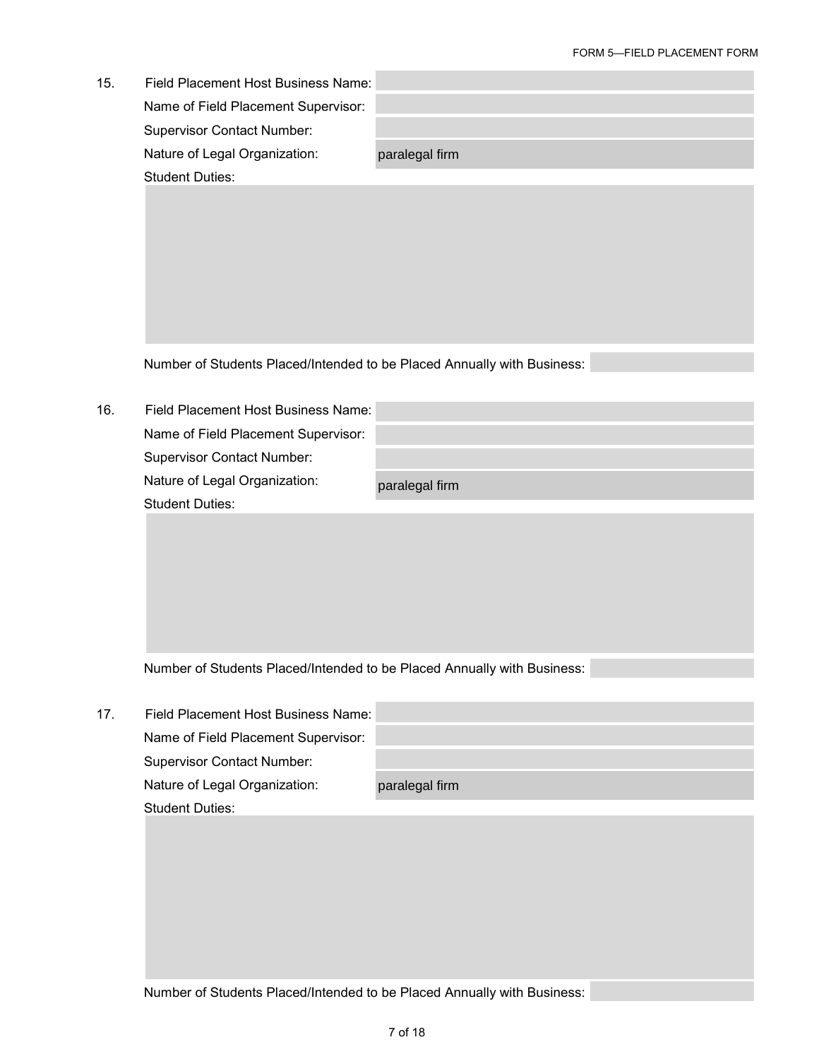15. Field Placement Host Business Name:

    Name of Field Placement Supervisor:

    Supervisor Contact Number:

    Nature of Legal Organization: paralegal firm

    Student Duties:

    Number of Students Placed/Intended to be Placed Annually with Business:

16. Field Placement Host Business Name:

    Name of Field Placement Supervisor:

    Supervisor Contact Number:

    Nature of Legal Organization: paralegal firm

    Student Duties:

    Number of Students Placed/Intended to be Placed Annually with Business:

17. Field Placement Host Business Name:

    Name of Field Placement Supervisor:

    Supervisor Contact Number:

    Nature of Legal Organization: paralegal firm

    Student Duties:

    Number of Students Placed/Intended to be Placed Annually with Business: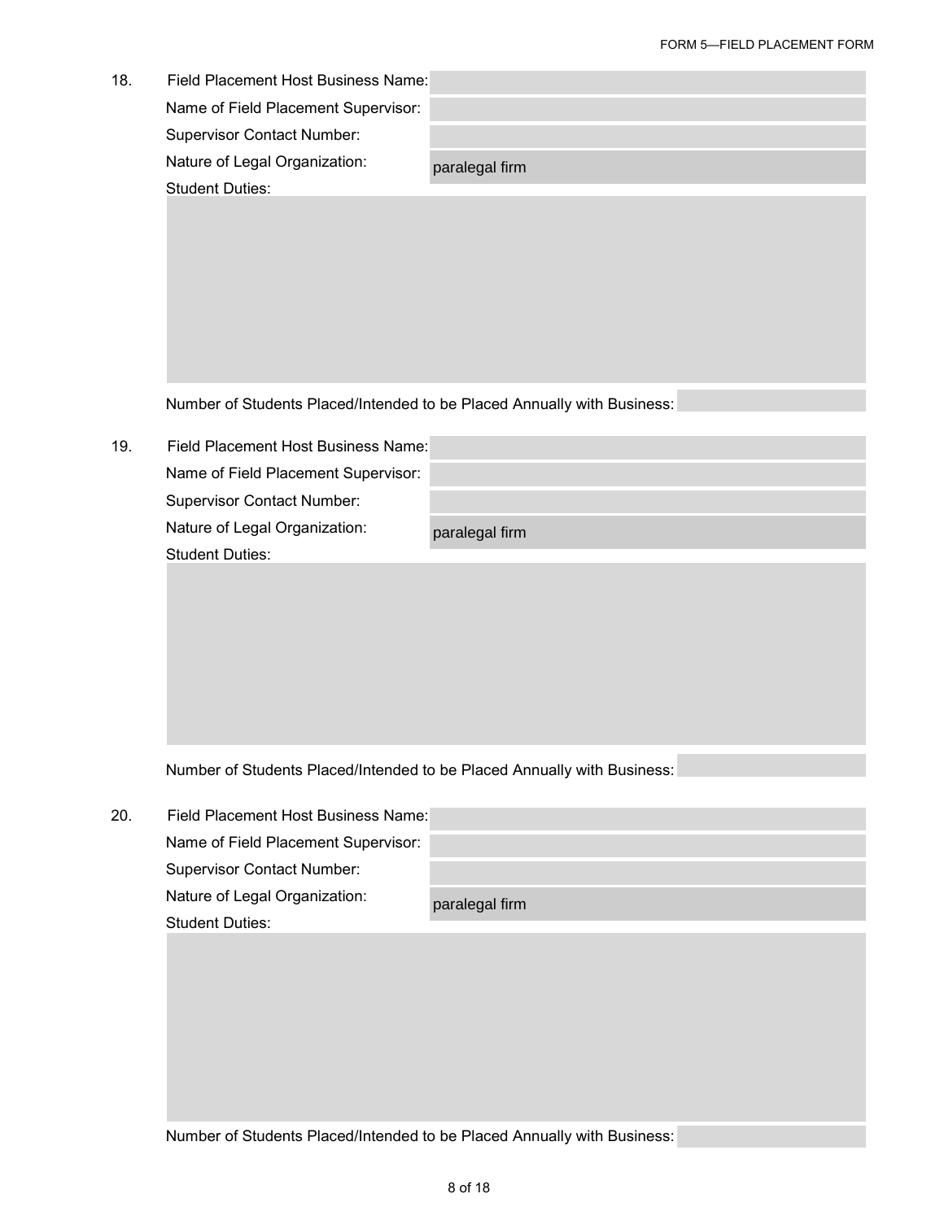18. Field Placement Host Business Name:

 Name of Field Placement Supervisor:

 Supervisor Contact Number:

 Nature of Legal Organization: paralegal firm

 Student Duties:

 Number of Students Placed/Intended to be Placed Annually with Business:

19. Field Placement Host Business Name:

 Name of Field Placement Supervisor:

 Supervisor Contact Number:

 Nature of Legal Organization: paralegal firm

 Student Duties:

 Number of Students Placed/Intended to be Placed Annually with Business:

20. Field Placement Host Business Name:

 Name of Field Placement Supervisor:

 Supervisor Contact Number:

 Nature of Legal Organization: paralegal firm

 Student Duties:

 Number of Students Placed/Intended to be Placed Annually with Business: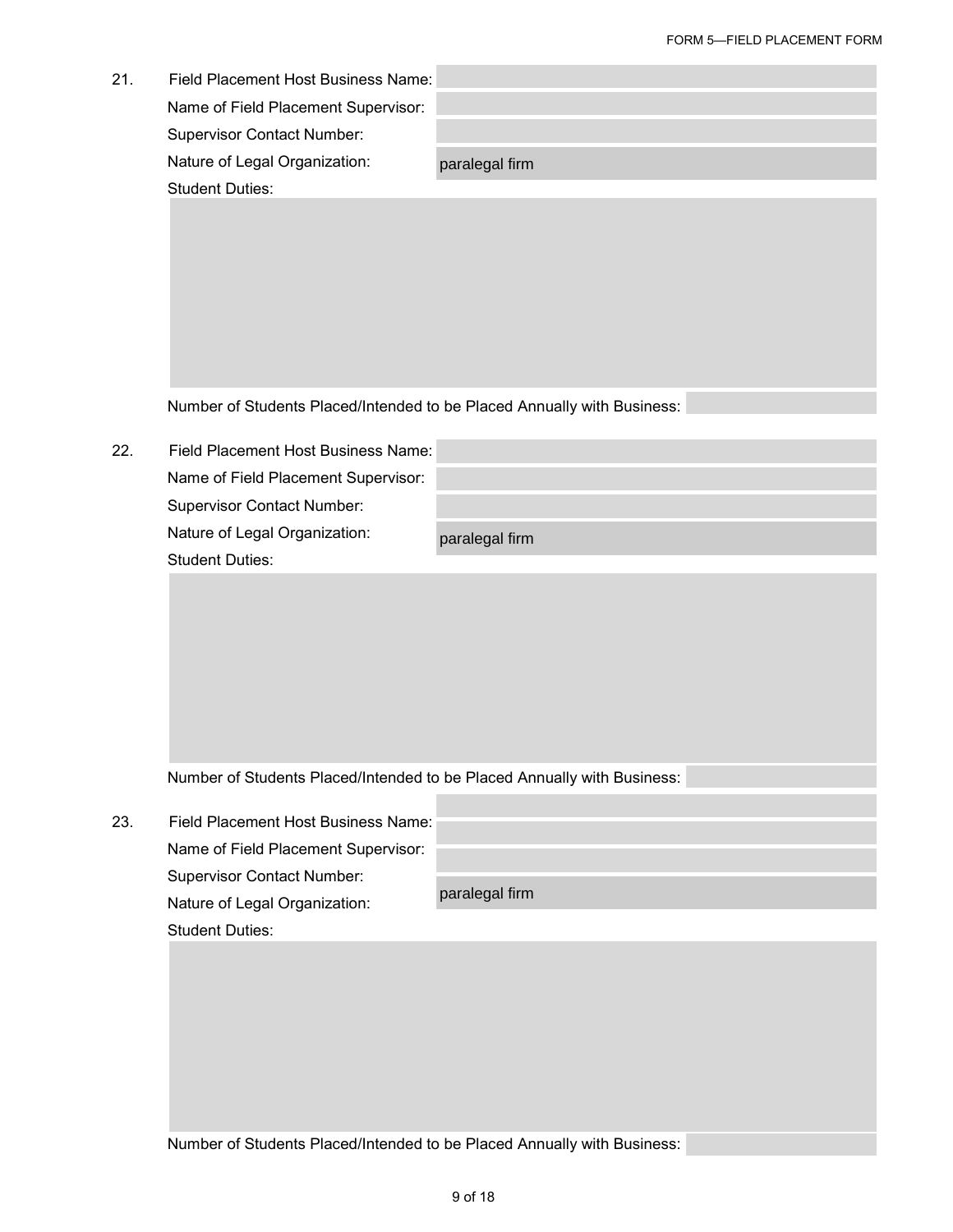21. Field Placement Host Business Name:

 Name of Field Placement Supervisor:

 Supervisor Contact Number:

 Nature of Legal Organization: paralegal firm

 Student Duties:

 Number of Students Placed/Intended to be Placed Annually with Business:

22. Field Placement Host Business Name:

 Name of Field Placement Supervisor:

 Supervisor Contact Number:

 Nature of Legal Organization: paralegal firm

 Student Duties:

 Number of Students Placed/Intended to be Placed Annually with Business:

23. Field Placement Host Business Name:

 Name of Field Placement Supervisor:

 Supervisor Contact Number:

 Nature of Legal Organization: paralegal firm

 Student Duties:

 Number of Students Placed/Intended to be Placed Annually with Business: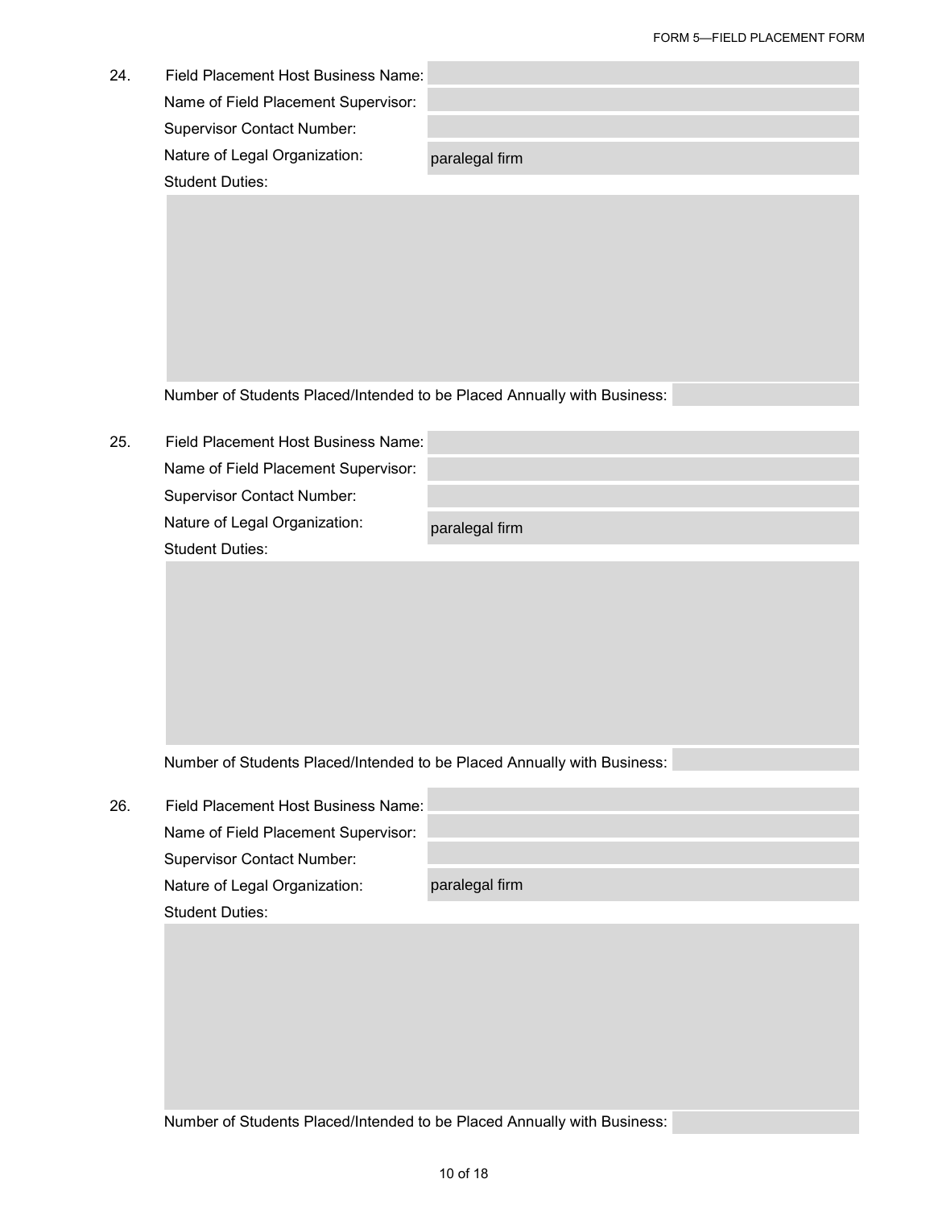24. Field Placement Host Business Name:

Name of Field Placement Supervisor:

Supervisor Contact Number:

Nature of Legal Organization: paralegal firm

Student Duties:

Number of Students Placed/Intended to be Placed Annually with Business:

25. Field Placement Host Business Name:

Name of Field Placement Supervisor:

Supervisor Contact Number:

Nature of Legal Organization: paralegal firm

Student Duties:

Number of Students Placed/Intended to be Placed Annually with Business:

26. Field Placement Host Business Name:

Name of Field Placement Supervisor:

Supervisor Contact Number:

Nature of Legal Organization: paralegal firm

Student Duties:

Number of Students Placed/Intended to be Placed Annually with Business: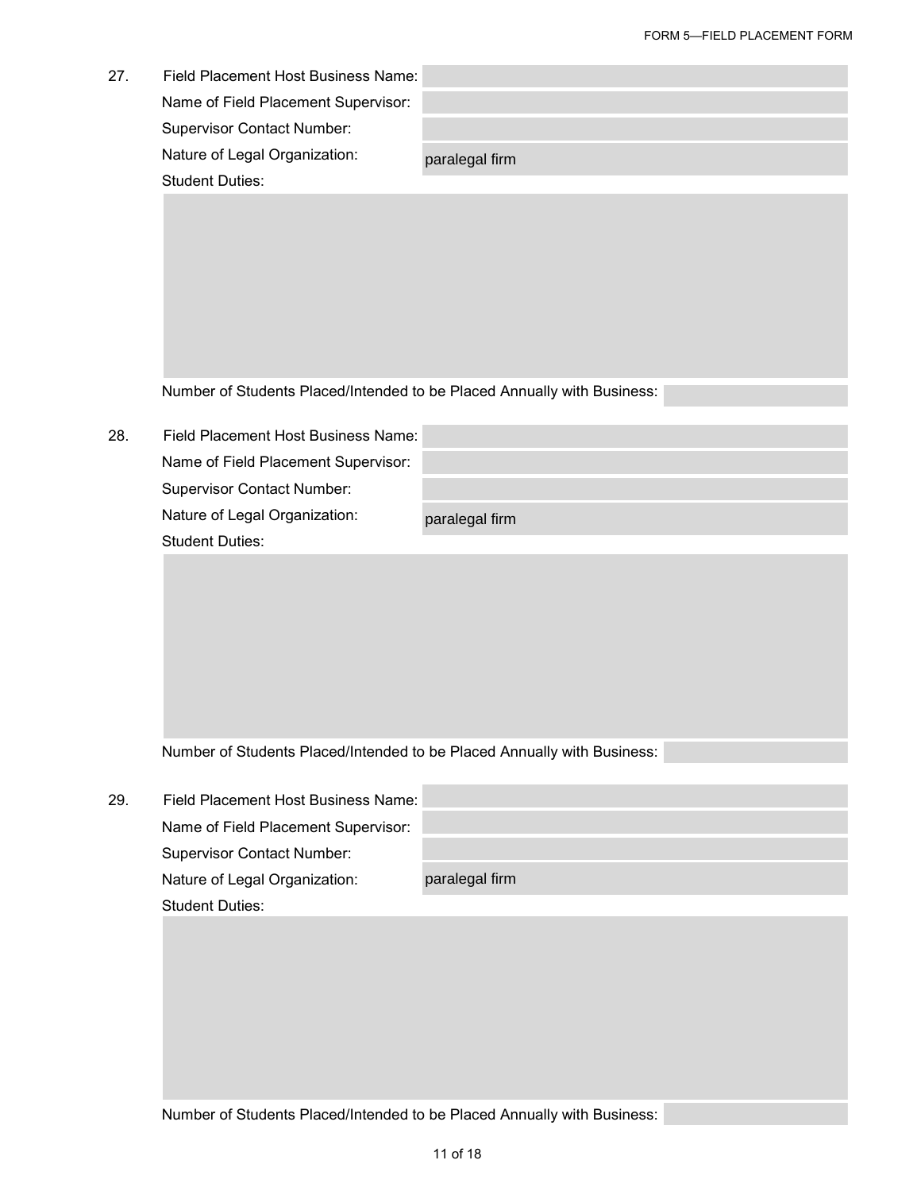27. Field Placement Host Business Name:

Name of Field Placement Supervisor:

Supervisor Contact Number:

Nature of Legal Organization: paralegal firm

Student Duties:

Number of Students Placed/Intended to be Placed Annually with Business:

28. Field Placement Host Business Name:

Name of Field Placement Supervisor:

Supervisor Contact Number:

Nature of Legal Organization: paralegal firm

Student Duties:

Number of Students Placed/Intended to be Placed Annually with Business:

29. Field Placement Host Business Name:

Name of Field Placement Supervisor:

Supervisor Contact Number:

Nature of Legal Organization: paralegal firm

Student Duties:

Number of Students Placed/Intended to be Placed Annually with Business: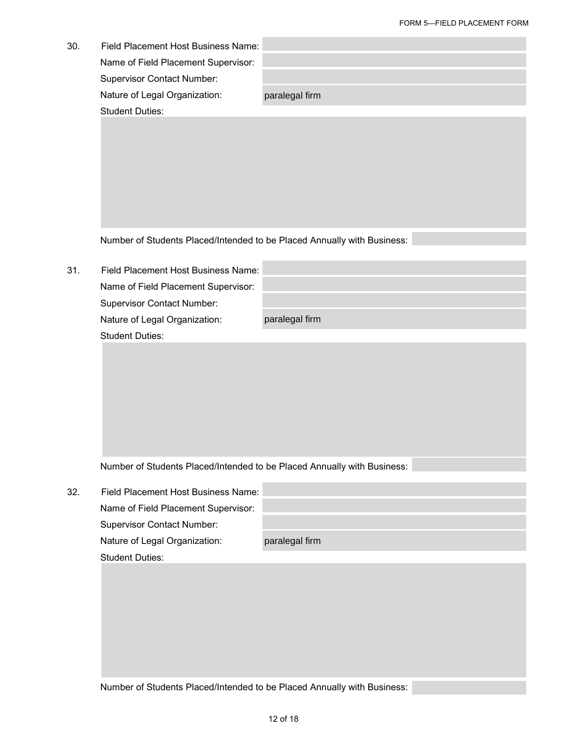30. Field Placement Host Business Name:

Name of Field Placement Supervisor:

Supervisor Contact Number:

Nature of Legal Organization: paralegal firm

Student Duties:

Number of Students Placed/Intended to be Placed Annually with Business:

31. Field Placement Host Business Name:

Name of Field Placement Supervisor:

Supervisor Contact Number:

Nature of Legal Organization: paralegal firm

Student Duties:

Number of Students Placed/Intended to be Placed Annually with Business:

32. Field Placement Host Business Name:

Name of Field Placement Supervisor:

Supervisor Contact Number:

Nature of Legal Organization: paralegal firm

Student Duties:

Number of Students Placed/Intended to be Placed Annually with Business: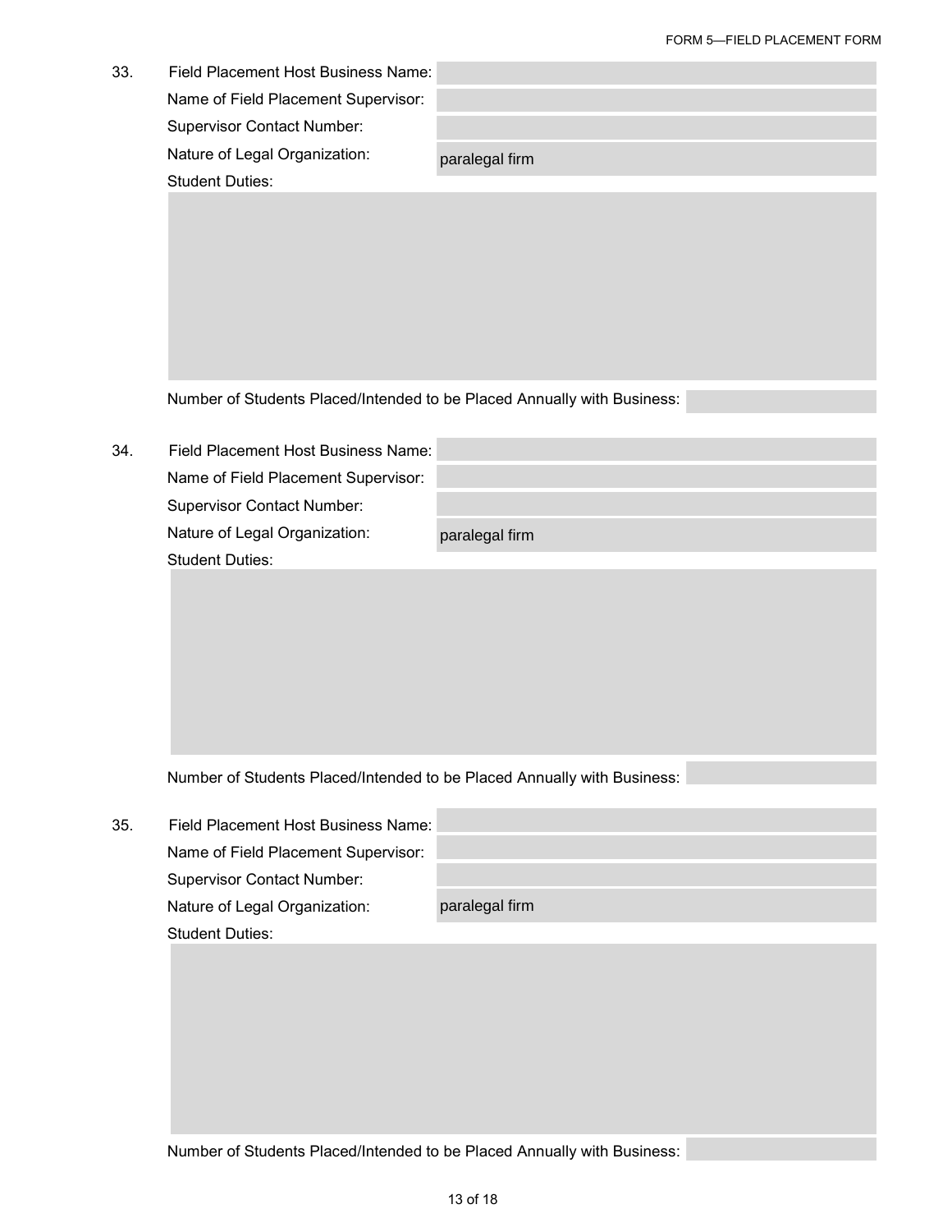33. Field Placement Host Business Name:

Name of Field Placement Supervisor:

Supervisor Contact Number:

Nature of Legal Organization: paralegal firm

Student Duties:

Number of Students Placed/Intended to be Placed Annually with Business:

34. Field Placement Host Business Name:

Name of Field Placement Supervisor:

Supervisor Contact Number:

Nature of Legal Organization: paralegal firm

Student Duties:

Number of Students Placed/Intended to be Placed Annually with Business:

35. Field Placement Host Business Name:

Name of Field Placement Supervisor:

Supervisor Contact Number:

Nature of Legal Organization: paralegal firm

Student Duties:

Number of Students Placed/Intended to be Placed Annually with Business: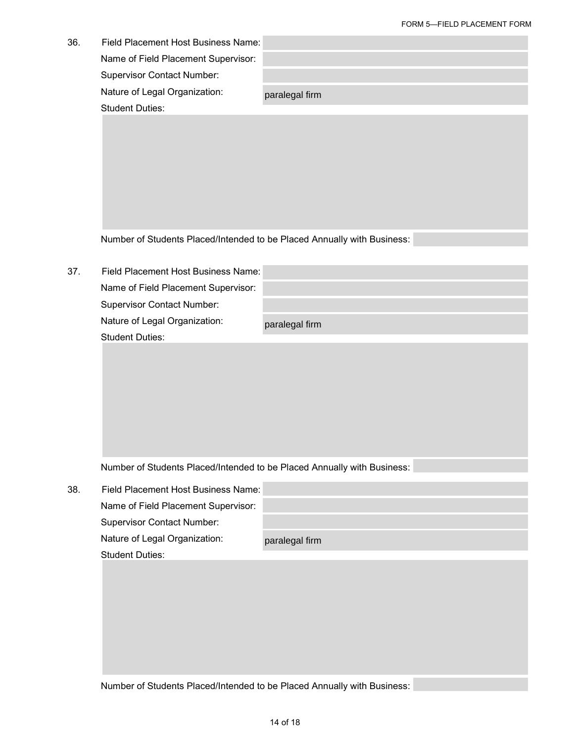36. Field Placement Host Business Name:

Name of Field Placement Supervisor:

Supervisor Contact Number:

Nature of Legal Organization: paralegal firm

Student Duties:

Number of Students Placed/Intended to be Placed Annually with Business:

37. Field Placement Host Business Name:

Name of Field Placement Supervisor:

Supervisor Contact Number:

Nature of Legal Organization: paralegal firm

Student Duties:

Number of Students Placed/Intended to be Placed Annually with Business:

38. Field Placement Host Business Name:

Name of Field Placement Supervisor:

Supervisor Contact Number:

Nature of Legal Organization: paralegal firm

Student Duties:

Number of Students Placed/Intended to be Placed Annually with Business: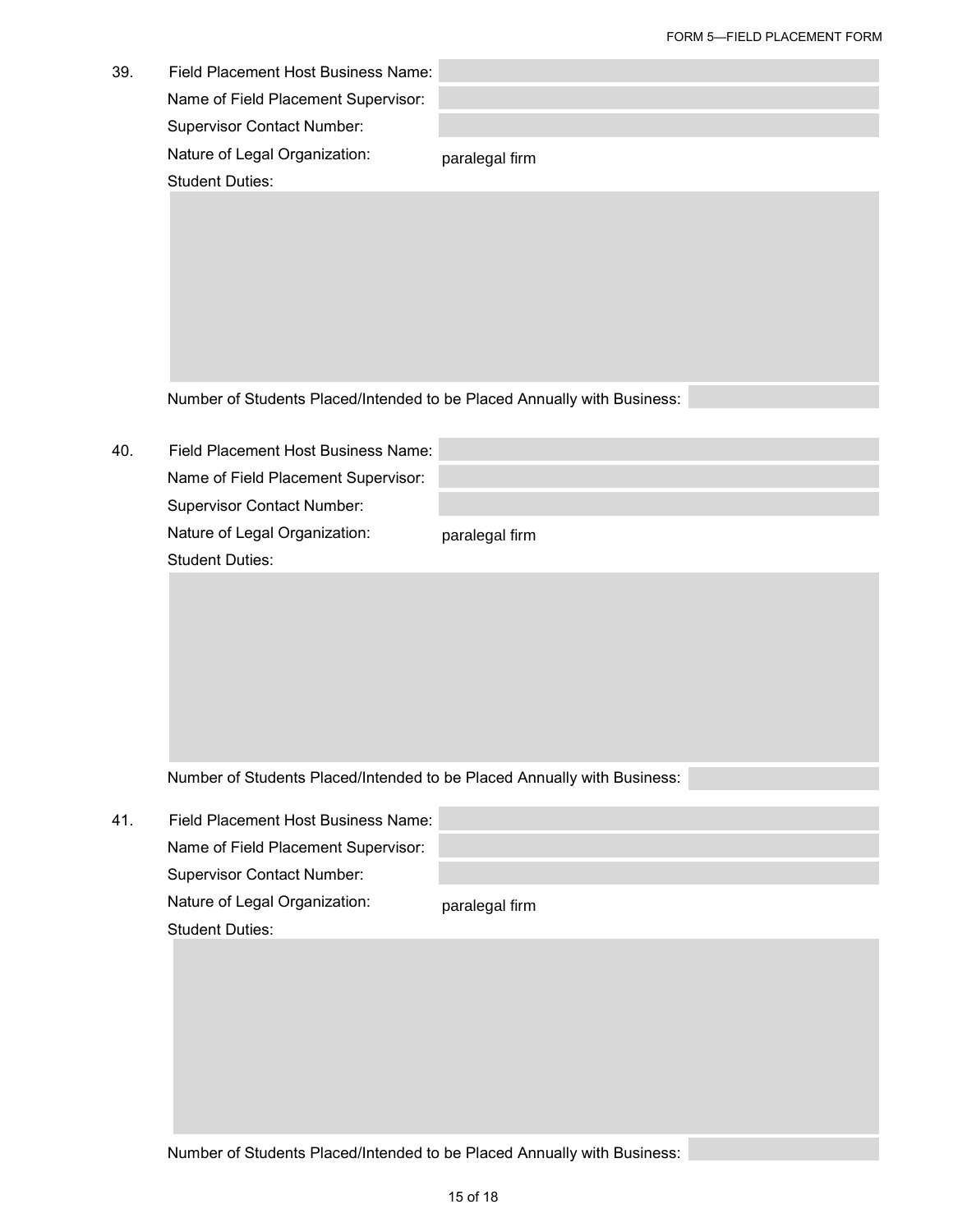39. Field Placement Host Business Name:

Name of Field Placement Supervisor:

Supervisor Contact Number:

Nature of Legal Organization: paralegal firm

Student Duties:

Number of Students Placed/Intended to be Placed Annually with Business:

40. Field Placement Host Business Name:

Name of Field Placement Supervisor:

Supervisor Contact Number:

Nature of Legal Organization: paralegal firm

Student Duties:

Number of Students Placed/Intended to be Placed Annually with Business:

41. Field Placement Host Business Name:

Name of Field Placement Supervisor:

Supervisor Contact Number:

Nature of Legal Organization: paralegal firm

Student Duties:

Number of Students Placed/Intended to be Placed Annually with Business: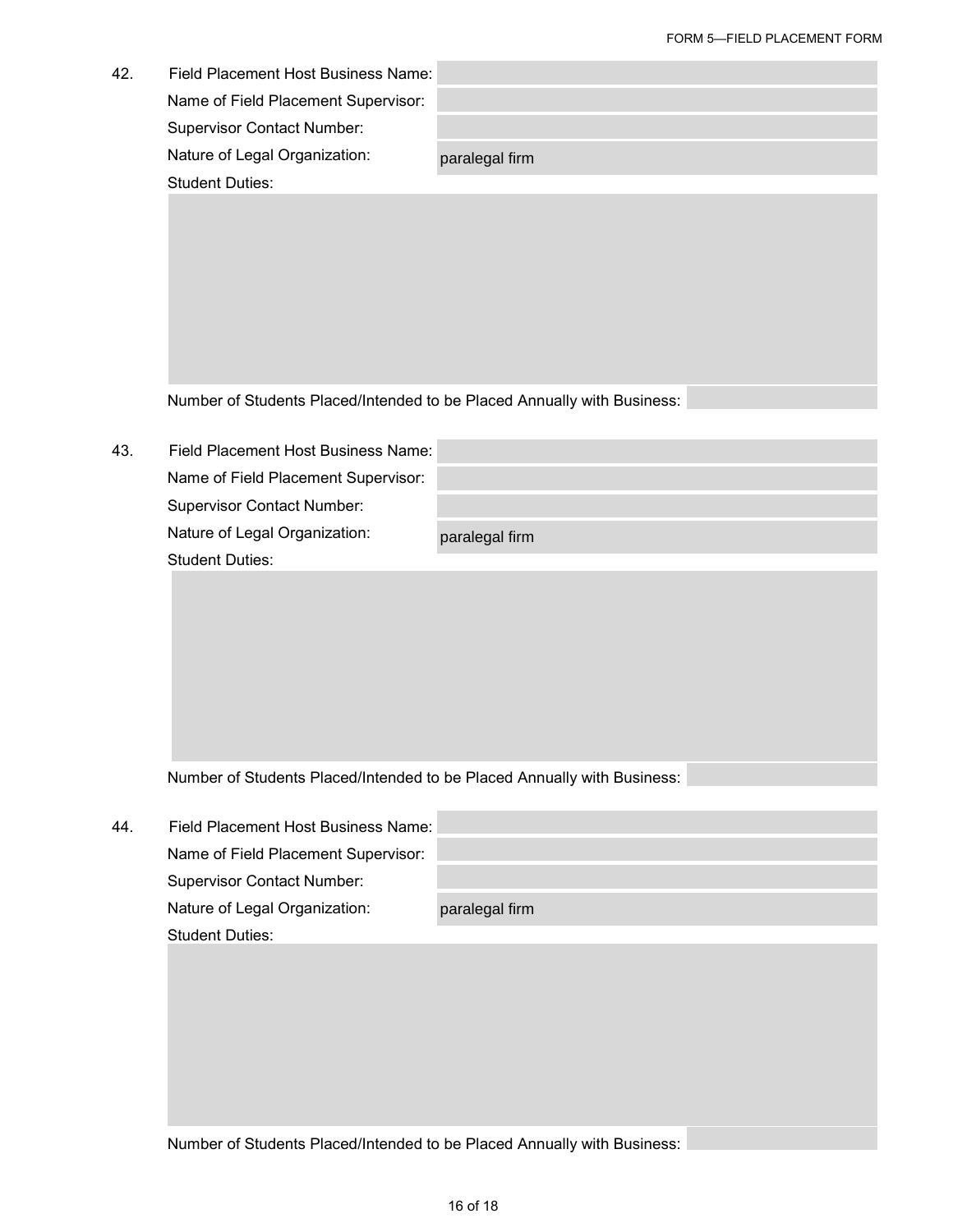42. Field Placement Host Business Name:

    Name of Field Placement Supervisor:

    Supervisor Contact Number:

    Nature of Legal Organization: paralegal firm

    Student Duties:

    Number of Students Placed/Intended to be Placed Annually with Business:

43. Field Placement Host Business Name:

    Name of Field Placement Supervisor:

    Supervisor Contact Number:

    Nature of Legal Organization: paralegal firm

    Student Duties:

    Number of Students Placed/Intended to be Placed Annually with Business:

44. Field Placement Host Business Name:

    Name of Field Placement Supervisor:

    Supervisor Contact Number:

    Nature of Legal Organization: paralegal firm

    Student Duties:

    Number of Students Placed/Intended to be Placed Annually with Business: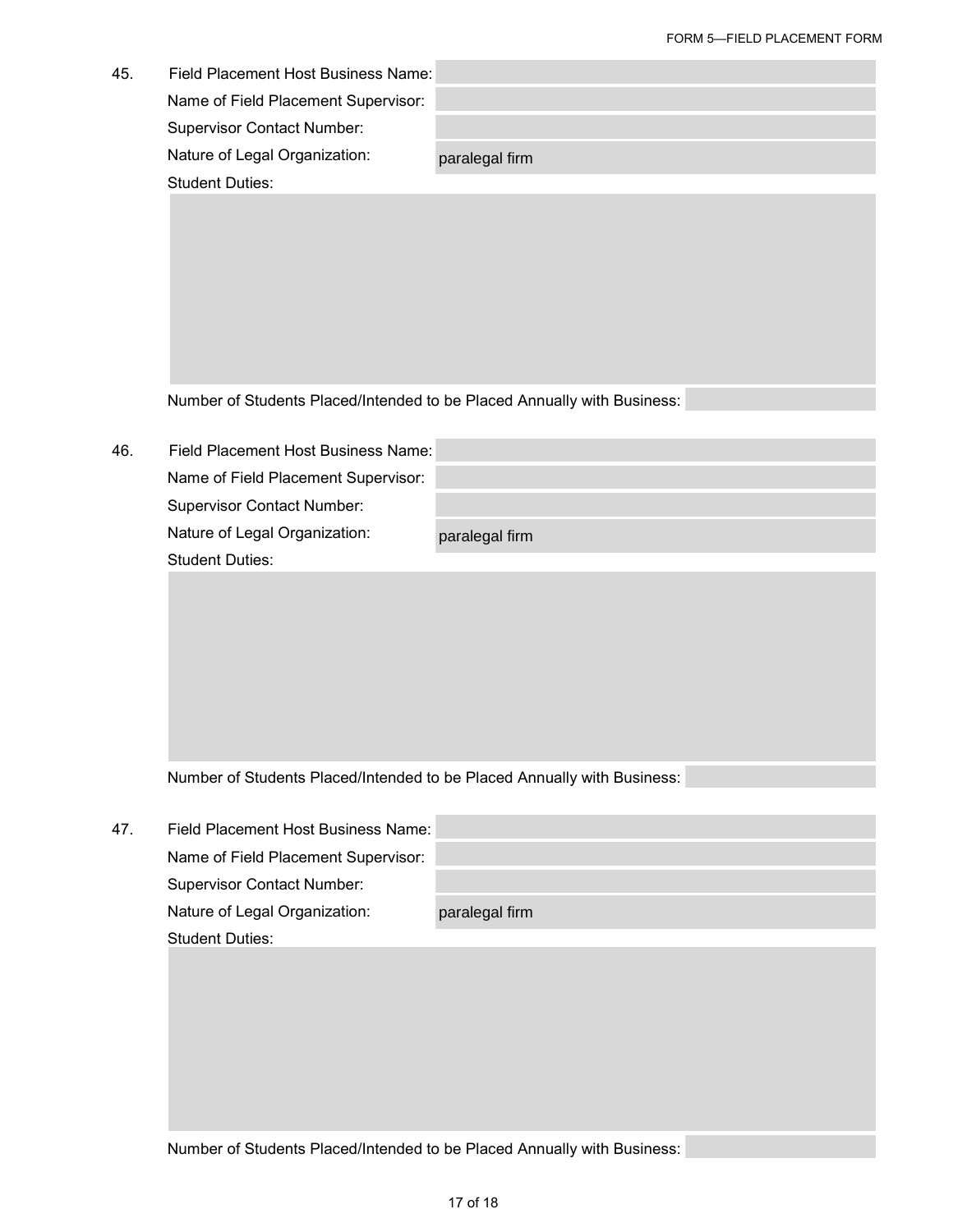45. Field Placement Host Business Name:

Name of Field Placement Supervisor:

Supervisor Contact Number:

Nature of Legal Organization: paralegal firm

Student Duties:

Number of Students Placed/Intended to be Placed Annually with Business:

46. Field Placement Host Business Name:

Name of Field Placement Supervisor:

Supervisor Contact Number:

Nature of Legal Organization: paralegal firm

Student Duties:

Number of Students Placed/Intended to be Placed Annually with Business:

47. Field Placement Host Business Name:

Name of Field Placement Supervisor:

Supervisor Contact Number:

Nature of Legal Organization: paralegal firm

Student Duties:

Number of Students Placed/Intended to be Placed Annually with Business: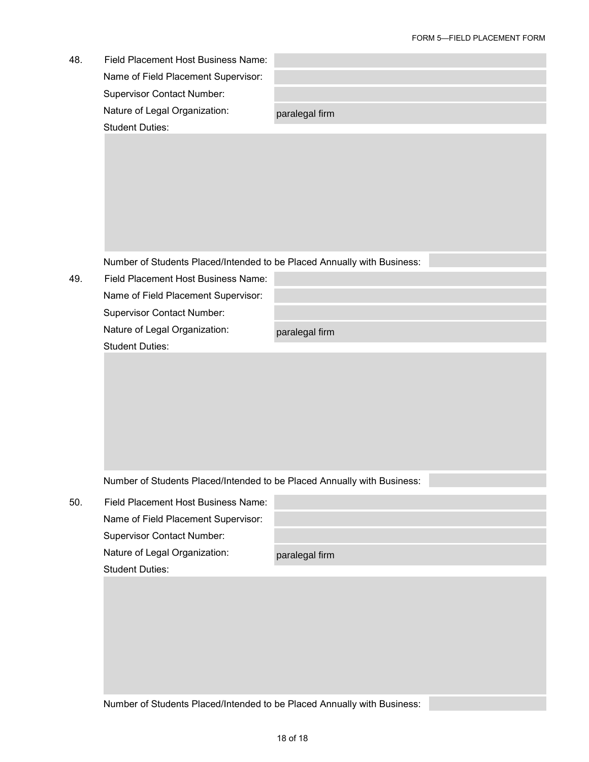48. Field Placement Host Business Name:

Name of Field Placement Supervisor:

Supervisor Contact Number:

Nature of Legal Organization: paralegal firm

Student Duties:

Number of Students Placed/Intended to be Placed Annually with Business:

49. Field Placement Host Business Name:

Name of Field Placement Supervisor:

Supervisor Contact Number:

Nature of Legal Organization: paralegal firm

Student Duties:

Number of Students Placed/Intended to be Placed Annually with Business:

50. Field Placement Host Business Name:

Name of Field Placement Supervisor:

Supervisor Contact Number:

Nature of Legal Organization: paralegal firm

Student Duties:

Number of Students Placed/Intended to be Placed Annually with Business: